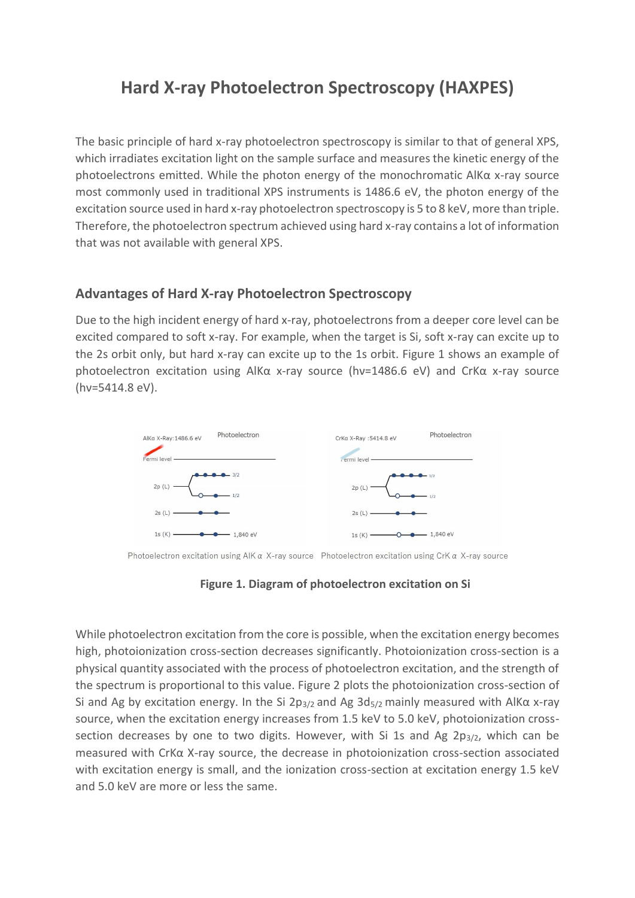# Hard X-ray Photoelectron Spectroscopy (HAXPES)

The basic principle of hard x-ray photoelectron spectroscopy is similar to that of general XPS, which irradiates excitation light on the sample surface and measures the kinetic energy of the photoelectrons emitted. While the photon energy of the monochromatic AlKα x-ray source most commonly used in traditional XPS instruments is 1486.6 eV, the photon energy of the excitation source used in hard x-ray photoelectron spectroscopy is 5 to 8 keV, more than triple. Therefore, the photoelectron spectrum achieved using hard x-ray contains a lot of information that was not available with general XPS.

## Advantages of Hard X-ray Photoelectron Spectroscopy

Due to the high incident energy of hard x-ray, photoelectrons from a deeper core level can be excited compared to soft x-ray. For example, when the target is Si, soft x-ray can excite up to the 2s orbit only, but hard x-ray can excite up to the 1s orbit. Figure 1 shows an example of photoelectron excitation using AlKα x-ray source (hv=1486.6 eV) and CrKα x-ray source (hv=5414.8 eV).

Photoelectron excitation using AlK α X-ray source Photoelectron excitation using CrK α X-ray source

**Figure 1. Diagram of photoelectron excitation on Si**

While photoelectron excitation from the core is possible, when the excitation energy becomes high, photoionization cross-section decreases significantly. Photoionization cross-section is a physical quantity associated with the process of photoelectron excitation, and the strength of the spectrum is proportional to this value. Figure 2 plots the photoionization cross-section of Si and Ag by excitation energy. In the Si $2p_{3/2}$ and Ag $3d_{5/2}$ mainly measured with AlKα x-ray source, when the excitation energy increases from 1.5 keV to 5.0 keV, photoionization cross-section decreases by one to two digits. However, with Si 1s and Ag $2p_{3/2}$, which can be measured with CrKα X-ray source, the decrease in photoionization cross-section associated with excitation energy is small, and the ionization cross-section at excitation energy 1.5 keV and 5.0 keV are more or less the same.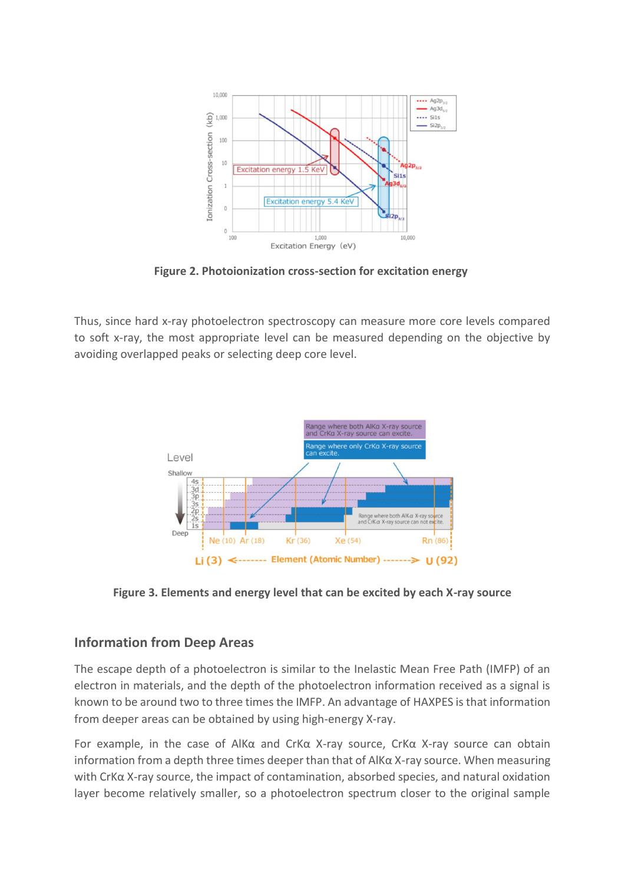**Figure 2. Photoionization cross-section for excitation energy**

Thus, since hard x-ray photoelectron spectroscopy can measure more core levels compared to soft x-ray, the most appropriate level can be measured depending on the objective by avoiding overlapped peaks or selecting deep core level.

**Figure 3. Elements and energy level that can be excited by each X-ray source**

## Information from Deep Areas

The escape depth of a photoelectron is similar to the Inelastic Mean Free Path (IMFP) of an electron in materials, and the depth of the photoelectron information received as a signal is known to be around two to three times the IMFP. An advantage of HAXPES is that information from deeper areas can be obtained by using high-energy X-ray.

For example, in the case of AlKα and CrKα X-ray source, CrKα X-ray source can obtain information from a depth three times deeper than that of AlKα X-ray source. When measuring with CrKα X-ray source, the impact of contamination, absorbed species, and natural oxidation layer become relatively smaller, so a photoelectron spectrum closer to the original sample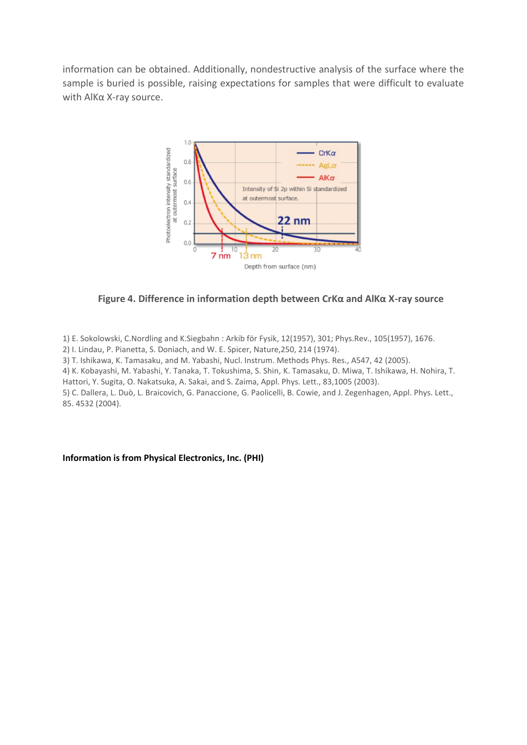information can be obtained. Additionally, nondestructive analysis of the surface where the sample is buried is possible, raising expectations for samples that were difficult to evaluate with AlKα X-ray source.

Photoelectron intensity standardized at outermost surface

1.0
0.8
0.6
0.4
0.2
0.0

CrKα
AgLα
AlKα

Intensity of Si 2p within Si standardized at outermost surface.

22 nm

0
10
20
30
40

7 nm
13 nm

Depth from surface (nm)

**Figure 4. Difference in information depth between CrKα and AlKα X-ray source**

1) E. Sokolowski, C.Nordling and K.Siegbahn : Arkib för Fysik, 12(1957), 301; Phys.Rev., 105(1957), 1676.
2) I. Lindau, P. Pianetta, S. Doniach, and W. E. Spicer, Nature,250, 214 (1974).
3) T. Ishikawa, K. Tamasaku, and M. Yabashi, Nucl. Instrum. Methods Phys. Res., A547, 42 (2005).
4) K. Kobayashi, M. Yabashi, Y. Tanaka, T. Tokushima, S. Shin, K. Tamasaku, D. Miwa, T. Ishikawa, H. Nohira, T. Hattori, Y. Sugita, O. Nakatsuka, A. Sakai, and S. Zaima, Appl. Phys. Lett., 83,1005 (2003).
5) C. Dallera, L. Duò, L. Braicovich, G. Panaccione, G. Paolicelli, B. Cowie, and J. Zegenhagen, Appl. Phys. Lett., 85. 4532 (2004).

**Information is from Physical Electronics, Inc. (PHI)**